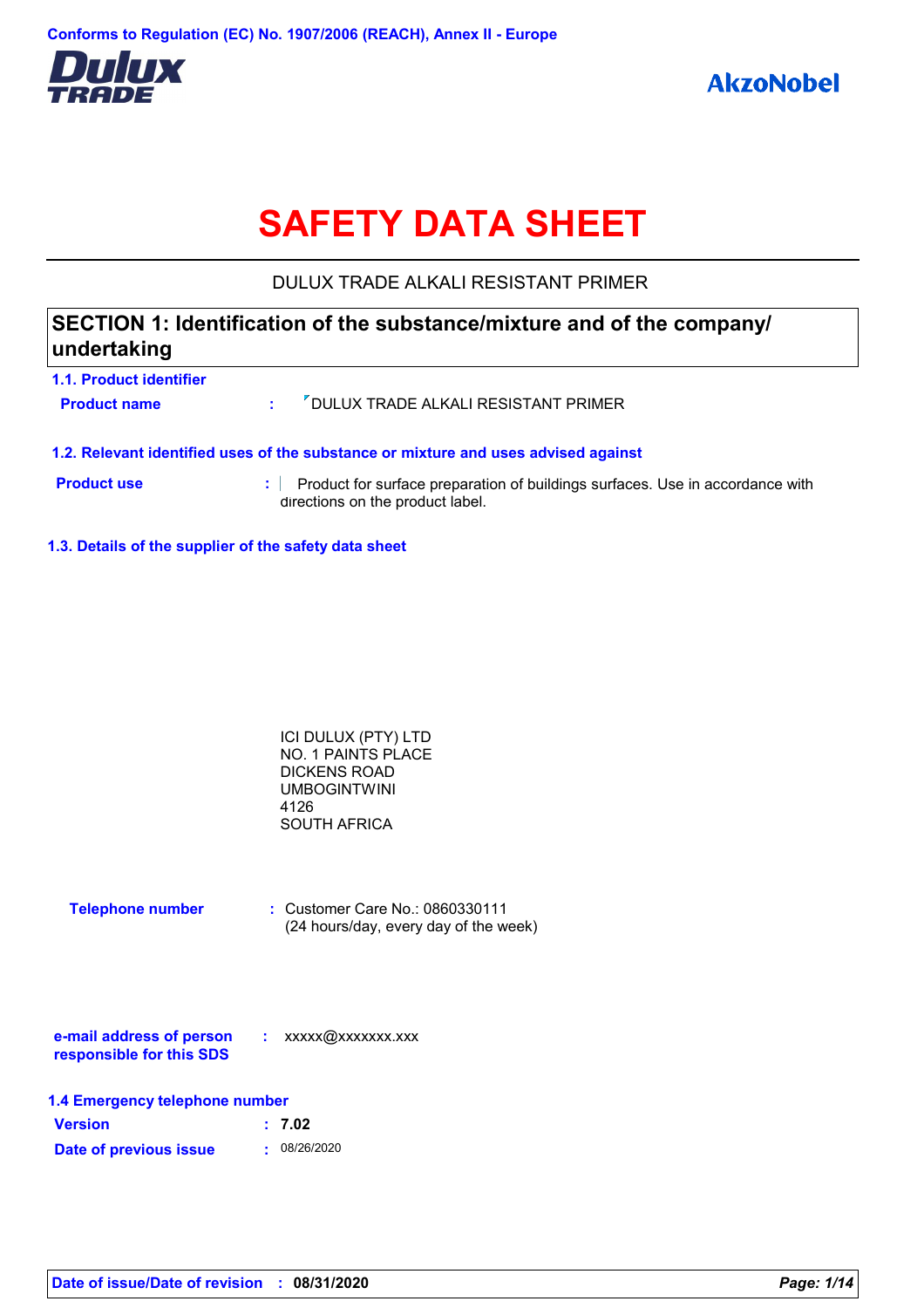Conforms to Regulation (EC) No. 1907/2006 (REACH), Annex II - Europe

Dulux TRADE

AkzoNobel

# SAFETY DATA SHEET

DULUX TRADE ALKALI RESISTANT PRIMER

## SECTION 1: Identification of the substance/mixture and of the company/undertaking

### 1.1. Product identifier

**Product name** : DULUX TRADE ALKALI RESISTANT PRIMER

### 1.2. Relevant identified uses of the substance or mixture and uses advised against

**Product use** : Product for surface preparation of buildings surfaces. Use in accordance with directions on the product label.

### 1.3. Details of the supplier of the safety data sheet

ICI DULUX (PTY) LTD
NO. 1 PAINTS PLACE
DICKENS ROAD
UMBOGINTWINI
4126
SOUTH AFRICA

**Telephone number** : Customer Care No.: 0860330111
(24 hours/day, every day of the week)

**e-mail address of person responsible for this SDS** : xxxxx@xxxxxxx.xxx

### 1.4 Emergency telephone number

**Version** : **7.02**

**Date of previous issue** : 08/26/2020

**Date of issue/Date of revision** : **08/31/2020**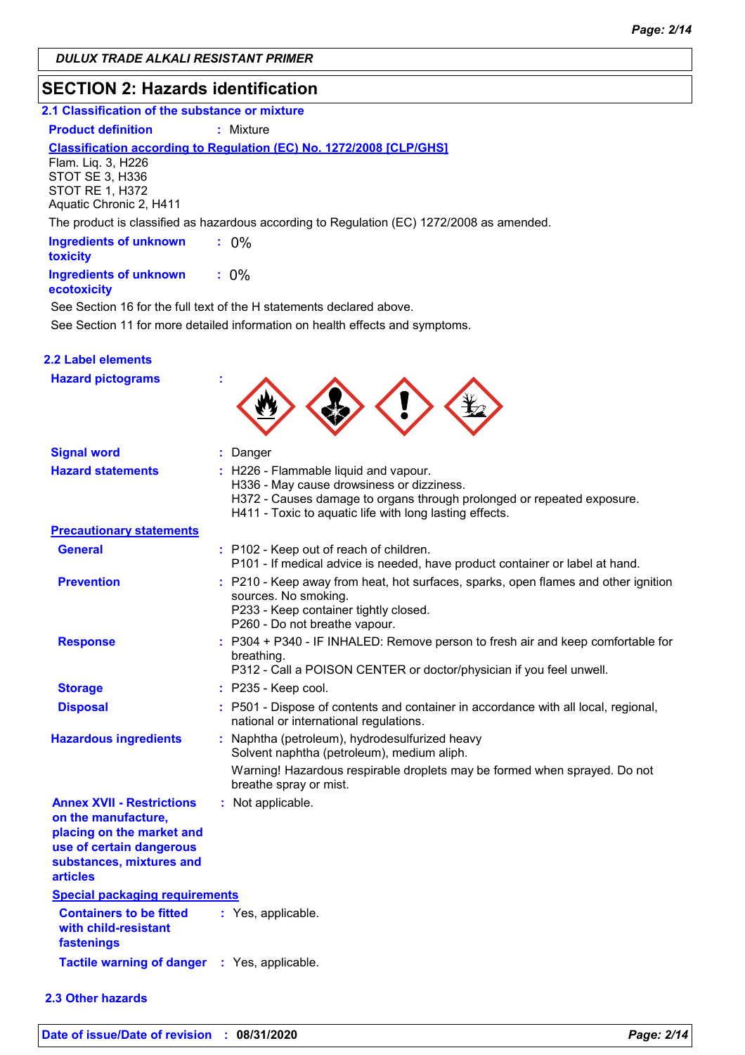DULUX TRADE ALKALI RESISTANT PRIMER

## SECTION 2: Hazards identification

### 2.1 Classification of the substance or mixture

**Product definition** : Mixture

**Classification according to Regulation (EC) No. 1272/2008 [CLP/GHS]**

Flam. Liq. 3, H226
STOT SE 3, H336
STOT RE 1, H372
Aquatic Chronic 2, H411

The product is classified as hazardous according to Regulation (EC) 1272/2008 as amended.

**Ingredients of unknown toxicity** : 0%

**Ingredients of unknown ecotoxicity** : 0%

See Section 16 for the full text of the H statements declared above.

See Section 11 for more detailed information on health effects and symptoms.

### 2.2 Label elements

**Hazard pictograms** :

**Signal word** : Danger

**Hazard statements** :
H226 - Flammable liquid and vapour.
H336 - May cause drowsiness or dizziness.
H372 - Causes damage to organs through prolonged or repeated exposure.
H411 - Toxic to aquatic life with long lasting effects.

**Precautionary statements**

**General** :
P102 - Keep out of reach of children.
P101 - If medical advice is needed, have product container or label at hand.

**Prevention** :
P210 - Keep away from heat, hot surfaces, sparks, open flames and other ignition sources. No smoking.
P233 - Keep container tightly closed.
P260 - Do not breathe vapour.

**Response** :
P304 + P340 - IF INHALED: Remove person to fresh air and keep comfortable for breathing.
P312 - Call a POISON CENTER or doctor/physician if you feel unwell.

**Storage** : P235 - Keep cool.

**Disposal** : P501 - Dispose of contents and container in accordance with all local, regional, national or international regulations.

**Hazardous ingredients** :
Naphtha (petroleum), hydrodesulfurized heavy
Solvent naphtha (petroleum), medium aliph.

Warning! Hazardous respirable droplets may be formed when sprayed. Do not breathe spray or mist.

**Annex XVII - Restrictions on the manufacture, placing on the market and use of certain dangerous substances, mixtures and articles** : Not applicable.

**Special packaging requirements**

**Containers to be fitted with child-resistant fastenings** : Yes, applicable.

**Tactile warning of danger** : Yes, applicable.

### 2.3 Other hazards

**Date of issue/Date of revision** : 08/31/2020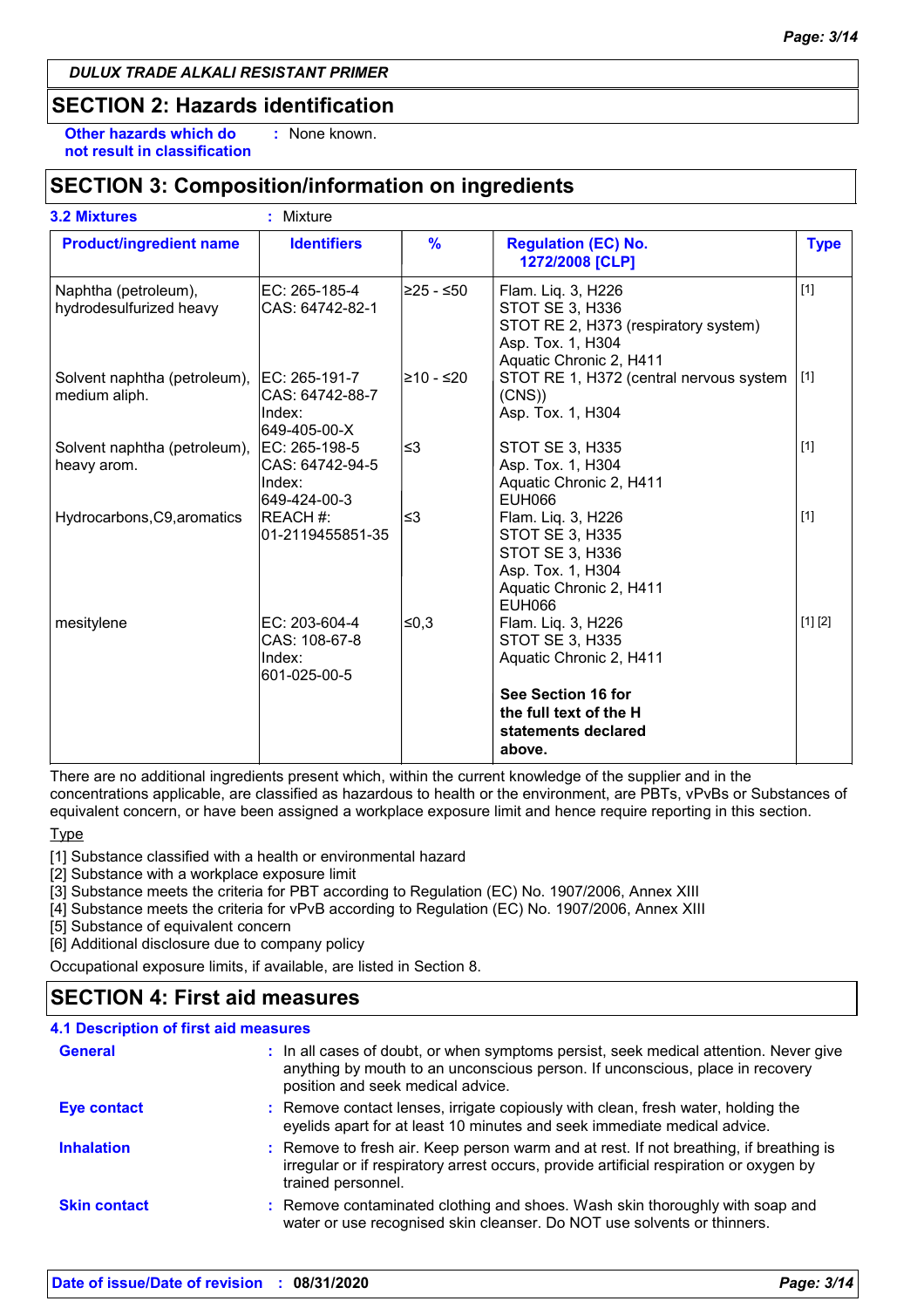DULUX TRADE ALKALI RESISTANT PRIMER

## SECTION 2: Hazards identification

**Other hazards which do not result in classification** : None known.

## SECTION 3: Composition/information on ingredients

**3.2 Mixtures** : Mixture

| Product/ingredient name | Identifiers | % | Regulation (EC) No. 1272/2008 [CLP] | Type |
|---|---|---|---|---|
| Naphtha (petroleum), hydrodesulfurized heavy | EC: 265-185-4<br>CAS: 64742-82-1 | ≥25 - ≤50 | Flam. Liq. 3, H226<br>STOT SE 3, H336<br>STOT RE 2, H373 (respiratory system)<br>Asp. Tox. 1, H304<br>Aquatic Chronic 2, H411 | [1] |
| Solvent naphtha (petroleum), medium aliph. | EC: 265-191-7<br>CAS: 64742-88-7<br>Index: 649-405-00-X | ≥10 - ≤20 | STOT RE 1, H372 (central nervous system (CNS))<br>Asp. Tox. 1, H304 | [1] |
| Solvent naphtha (petroleum), heavy arom. | EC: 265-198-5<br>CAS: 64742-94-5<br>Index: 649-424-00-3 | ≤3 | STOT SE 3, H335<br>Asp. Tox. 1, H304<br>Aquatic Chronic 2, H411<br>EUH066 | [1] |
| Hydrocarbons,C9,aromatics | REACH #: 01-2119455851-35 | ≤3 | Flam. Liq. 3, H226<br>STOT SE 3, H335<br>STOT SE 3, H336<br>Asp. Tox. 1, H304<br>Aquatic Chronic 2, H411<br>EUH066 | [1] |
| mesitylene | EC: 203-604-4<br>CAS: 108-67-8<br>Index: 601-025-00-5 | ≤0,3 | Flam. Liq. 3, H226<br>STOT SE 3, H335<br>Aquatic Chronic 2, H411<br><br>**See Section 16 for the full text of the H statements declared above.** | [1] [2] |

There are no additional ingredients present which, within the current knowledge of the supplier and in the concentrations applicable, are classified as hazardous to health or the environment, are PBTs, vPvBs or Substances of equivalent concern, or have been assigned a workplace exposure limit and hence require reporting in this section.

Type

[1] Substance classified with a health or environmental hazard
[2] Substance with a workplace exposure limit
[3] Substance meets the criteria for PBT according to Regulation (EC) No. 1907/2006, Annex XIII
[4] Substance meets the criteria for vPvB according to Regulation (EC) No. 1907/2006, Annex XIII
[5] Substance of equivalent concern
[6] Additional disclosure due to company policy

Occupational exposure limits, if available, are listed in Section 8.

## SECTION 4: First aid measures

### 4.1 Description of first aid measures

**General** : In all cases of doubt, or when symptoms persist, seek medical attention. Never give anything by mouth to an unconscious person. If unconscious, place in recovery position and seek medical advice.

**Eye contact** : Remove contact lenses, irrigate copiously with clean, fresh water, holding the eyelids apart for at least 10 minutes and seek immediate medical advice.

**Inhalation** : Remove to fresh air. Keep person warm and at rest. If not breathing, if breathing is irregular or if respiratory arrest occurs, provide artificial respiration or oxygen by trained personnel.

**Skin contact** : Remove contaminated clothing and shoes. Wash skin thoroughly with soap and water or use recognised skin cleanser. Do NOT use solvents or thinners.

**Date of issue/Date of revision** : 08/31/2020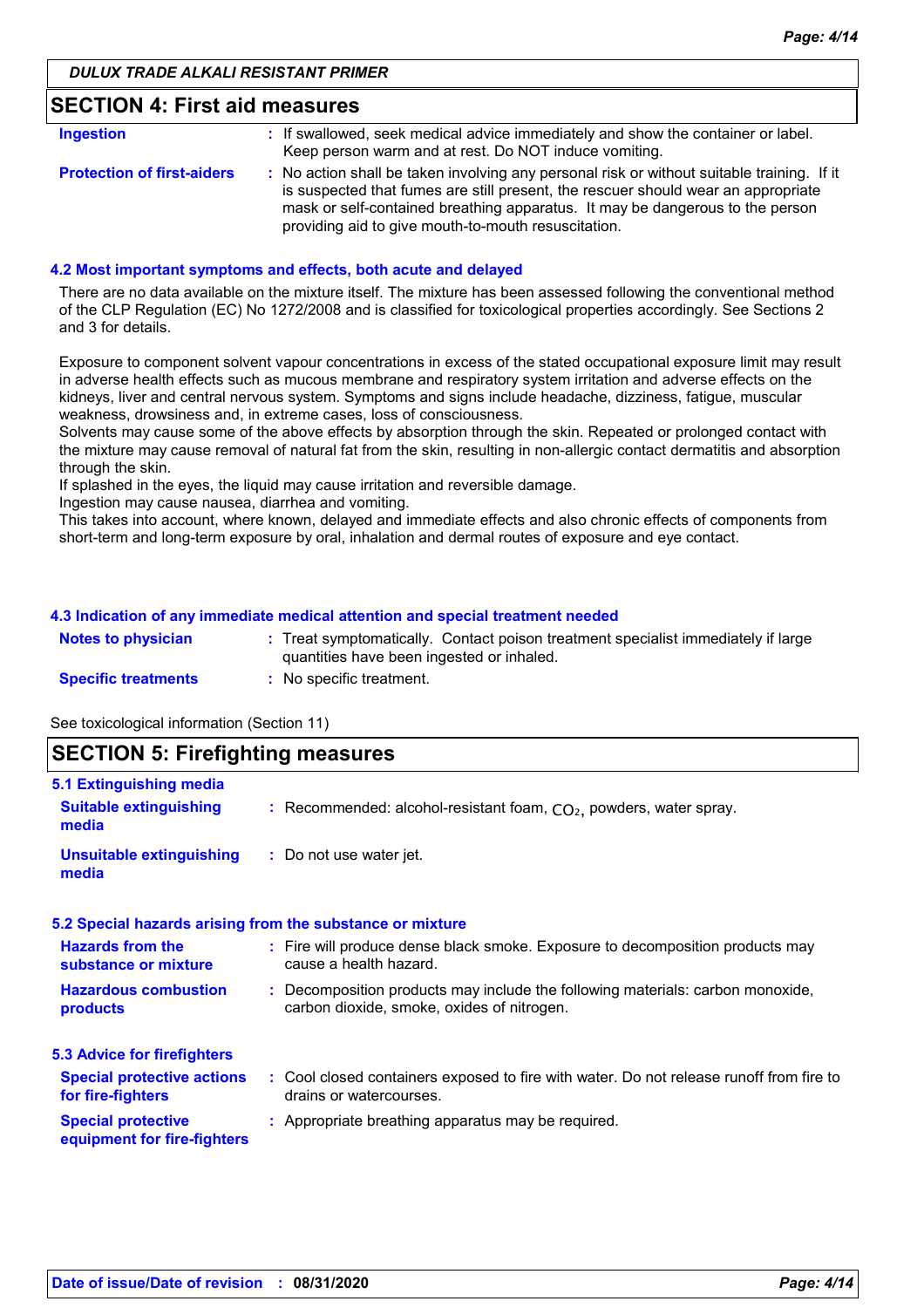## SECTION 4: First aid measures

| | |
|---|---|
| **Ingestion** | : If swallowed, seek medical advice immediately and show the container or label. Keep person warm and at rest. Do NOT induce vomiting. |
| **Protection of first-aiders** | : No action shall be taken involving any personal risk or without suitable training. If it is suspected that fumes are still present, the rescuer should wear an appropriate mask or self-contained breathing apparatus. It may be dangerous to the person providing aid to give mouth-to-mouth resuscitation. |

### 4.2 Most important symptoms and effects, both acute and delayed

There are no data available on the mixture itself. The mixture has been assessed following the conventional method of the CLP Regulation (EC) No 1272/2008 and is classified for toxicological properties accordingly. See Sections 2 and 3 for details.

Exposure to component solvent vapour concentrations in excess of the stated occupational exposure limit may result in adverse health effects such as mucous membrane and respiratory system irritation and adverse effects on the kidneys, liver and central nervous system. Symptoms and signs include headache, dizziness, fatigue, muscular weakness, drowsiness and, in extreme cases, loss of consciousness.
Solvents may cause some of the above effects by absorption through the skin. Repeated or prolonged contact with the mixture may cause removal of natural fat from the skin, resulting in non-allergic contact dermatitis and absorption through the skin.
If splashed in the eyes, the liquid may cause irritation and reversible damage.
Ingestion may cause nausea, diarrhea and vomiting.
This takes into account, where known, delayed and immediate effects and also chronic effects of components from short-term and long-term exposure by oral, inhalation and dermal routes of exposure and eye contact.

### 4.3 Indication of any immediate medical attention and special treatment needed

| | |
|---|---|
| **Notes to physician** | : Treat symptomatically. Contact poison treatment specialist immediately if large quantities have been ingested or inhaled. |
| **Specific treatments** | : No specific treatment. |

See toxicological information (Section 11)

## SECTION 5: Firefighting measures

### 5.1 Extinguishing media

| | |
|---|---|
| **Suitable extinguishing media** | : Recommended: alcohol-resistant foam, $CO_2$, powders, water spray. |
| **Unsuitable extinguishing media** | : Do not use water jet. |

### 5.2 Special hazards arising from the substance or mixture

| | |
|---|---|
| **Hazards from the substance or mixture** | : Fire will produce dense black smoke. Exposure to decomposition products may cause a health hazard. |
| **Hazardous combustion products** | : Decomposition products may include the following materials: carbon monoxide, carbon dioxide, smoke, oxides of nitrogen. |

### 5.3 Advice for firefighters

| | |
|---|---|
| **Special protective actions for fire-fighters** | : Cool closed containers exposed to fire with water. Do not release runoff from fire to drains or watercourses. |
| **Special protective equipment for fire-fighters** | : Appropriate breathing apparatus may be required. |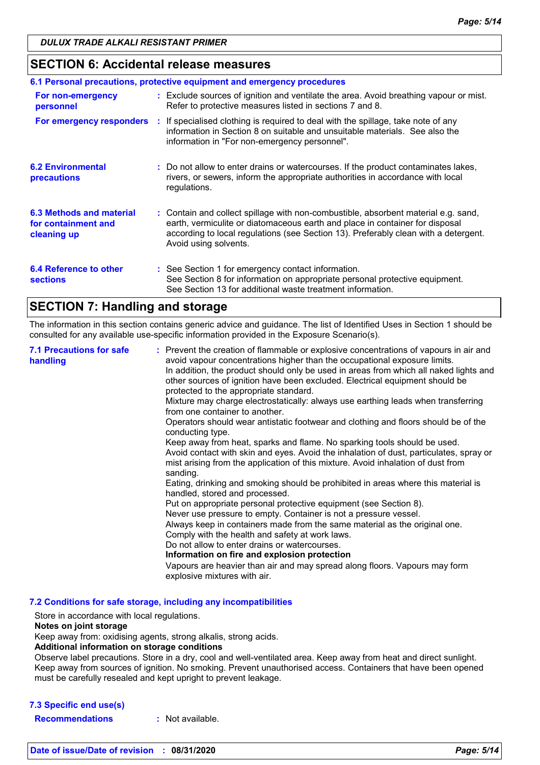## SECTION 6: Accidental release measures

### 6.1 Personal precautions, protective equipment and emergency procedures

**For non-emergency personnel** : Exclude sources of ignition and ventilate the area. Avoid breathing vapour or mist. Refer to protective measures listed in sections 7 and 8.

**For emergency responders** : If specialised clothing is required to deal with the spillage, take note of any information in Section 8 on suitable and unsuitable materials. See also the information in "For non-emergency personnel".

**6.2 Environmental precautions** : Do not allow to enter drains or watercourses. If the product contaminates lakes, rivers, or sewers, inform the appropriate authorities in accordance with local regulations.

**6.3 Methods and material for containment and cleaning up** : Contain and collect spillage with non-combustible, absorbent material e.g. sand, earth, vermiculite or diatomaceous earth and place in container for disposal according to local regulations (see Section 13). Preferably clean with a detergent. Avoid using solvents.

**6.4 Reference to other sections** : See Section 1 for emergency contact information.
See Section 8 for information on appropriate personal protective equipment.
See Section 13 for additional waste treatment information.

## SECTION 7: Handling and storage

The information in this section contains generic advice and guidance. The list of Identified Uses in Section 1 should be consulted for any available use-specific information provided in the Exposure Scenario(s).

**7.1 Precautions for safe handling** : Prevent the creation of flammable or explosive concentrations of vapours in air and avoid vapour concentrations higher than the occupational exposure limits.
In addition, the product should only be used in areas from which all naked lights and other sources of ignition have been excluded. Electrical equipment should be protected to the appropriate standard.
Mixture may charge electrostatically: always use earthing leads when transferring from one container to another.
Operators should wear antistatic footwear and clothing and floors should be of the conducting type.
Keep away from heat, sparks and flame. No sparking tools should be used.
Avoid contact with skin and eyes. Avoid the inhalation of dust, particulates, spray or mist arising from the application of this mixture. Avoid inhalation of dust from sanding.
Eating, drinking and smoking should be prohibited in areas where this material is handled, stored and processed.
Put on appropriate personal protective equipment (see Section 8).
Never use pressure to empty. Container is not a pressure vessel.
Always keep in containers made from the same material as the original one.
Comply with the health and safety at work laws.
Do not allow to enter drains or watercourses.
**Information on fire and explosion protection**
Vapours are heavier than air and may spread along floors. Vapours may form explosive mixtures with air.

### 7.2 Conditions for safe storage, including any incompatibilities

Store in accordance with local regulations.
**Notes on joint storage**
Keep away from: oxidising agents, strong alkalis, strong acids.
**Additional information on storage conditions**
Observe label precautions. Store in a dry, cool and well-ventilated area. Keep away from heat and direct sunlight. Keep away from sources of ignition. No smoking. Prevent unauthorised access. Containers that have been opened must be carefully resealed and kept upright to prevent leakage.

### 7.3 Specific end use(s)

**Recommendations** : Not available.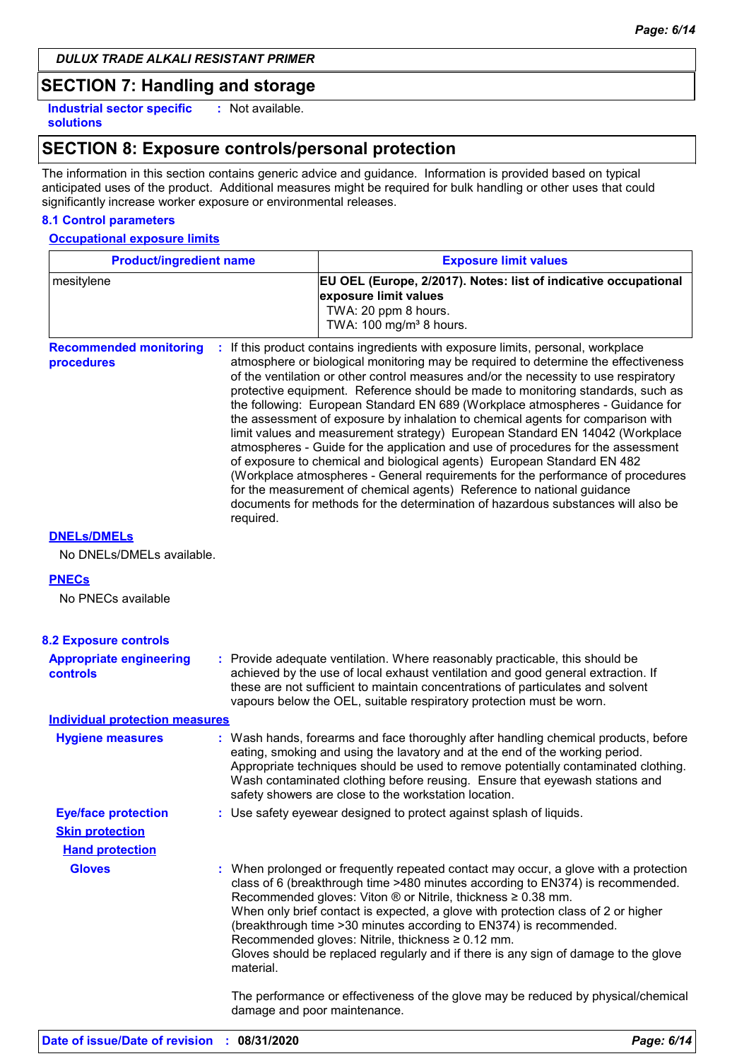DULUX TRADE ALKALI RESISTANT PRIMER

## SECTION 7: Handling and storage

**Industrial sector specific solutions** : Not available.

## SECTION 8: Exposure controls/personal protection

The information in this section contains generic advice and guidance. Information is provided based on typical anticipated uses of the product. Additional measures might be required for bulk handling or other uses that could significantly increase worker exposure or environmental releases.

### 8.1 Control parameters

**Occupational exposure limits**

| Product/ingredient name | Exposure limit values |
| --- | --- |
| mesitylene | **EU OEL (Europe, 2/2017). Notes: list of indicative occupational exposure limit values**<br>TWA: 20 ppm 8 hours.<br>TWA: 100 mg/m³ 8 hours. |

**Recommended monitoring procedures** : If this product contains ingredients with exposure limits, personal, workplace atmosphere or biological monitoring may be required to determine the effectiveness of the ventilation or other control measures and/or the necessity to use respiratory protective equipment. Reference should be made to monitoring standards, such as the following: European Standard EN 689 (Workplace atmospheres - Guidance for the assessment of exposure by inhalation to chemical agents for comparison with limit values and measurement strategy) European Standard EN 14042 (Workplace atmospheres - Guide for the application and use of procedures for the assessment of exposure to chemical and biological agents) European Standard EN 482 (Workplace atmospheres - General requirements for the performance of procedures for the measurement of chemical agents) Reference to national guidance documents for methods for the determination of hazardous substances will also be required.

**DNELs/DMELs**

No DNELs/DMELs available.

**PNECs**

No PNECs available

### 8.2 Exposure controls

**Appropriate engineering controls** : Provide adequate ventilation. Where reasonably practicable, this should be achieved by the use of local exhaust ventilation and good general extraction. If these are not sufficient to maintain concentrations of particulates and solvent vapours below the OEL, suitable respiratory protection must be worn.

**Individual protection measures**

**Hygiene measures** : Wash hands, forearms and face thoroughly after handling chemical products, before eating, smoking and using the lavatory and at the end of the working period. Appropriate techniques should be used to remove potentially contaminated clothing. Wash contaminated clothing before reusing. Ensure that eyewash stations and safety showers are close to the workstation location.

**Eye/face protection** : Use safety eyewear designed to protect against splash of liquids.

**Skin protection**

**Hand protection**

**Gloves** : When prolonged or frequently repeated contact may occur, a glove with a protection class of 6 (breakthrough time >480 minutes according to EN374) is recommended. Recommended gloves: Viton ® or Nitrile, thickness ≥ 0.38 mm.
When only brief contact is expected, a glove with protection class of 2 or higher (breakthrough time >30 minutes according to EN374) is recommended. Recommended gloves: Nitrile, thickness ≥ 0.12 mm.
Gloves should be replaced regularly and if there is any sign of damage to the glove material.

The performance or effectiveness of the glove may be reduced by physical/chemical damage and poor maintenance.

**Date of issue/Date of revision** : **08/31/2020**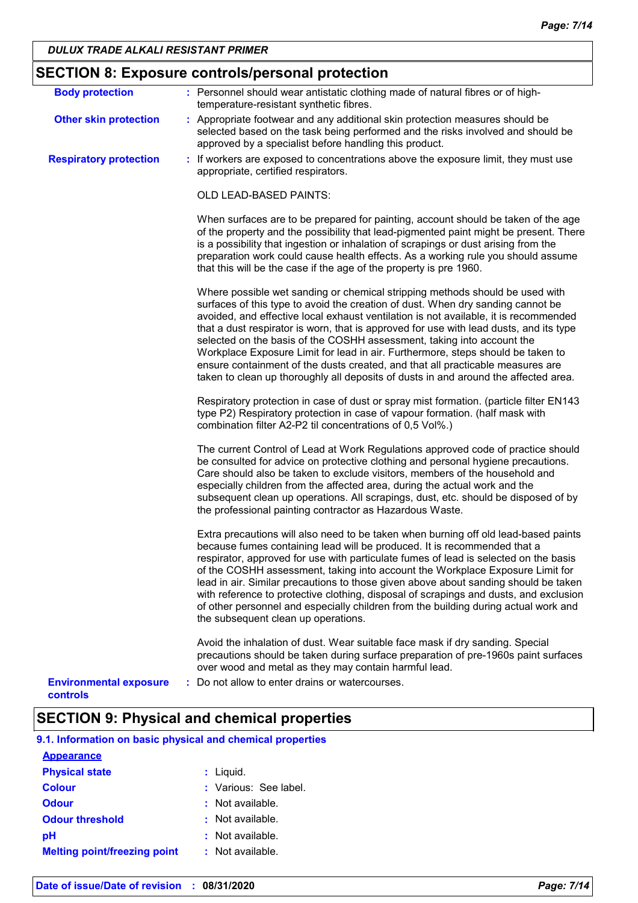## SECTION 8: Exposure controls/personal protection

**Body protection** : Personnel should wear antistatic clothing made of natural fibres or of high-temperature-resistant synthetic fibres.

**Other skin protection** : Appropriate footwear and any additional skin protection measures should be selected based on the task being performed and the risks involved and should be approved by a specialist before handling this product.

**Respiratory protection** : If workers are exposed to concentrations above the exposure limit, they must use appropriate, certified respirators.

OLD LEAD-BASED PAINTS:

When surfaces are to be prepared for painting, account should be taken of the age of the property and the possibility that lead-pigmented paint might be present. There is a possibility that ingestion or inhalation of scrapings or dust arising from the preparation work could cause health effects. As a working rule you should assume that this will be the case if the age of the property is pre 1960.

Where possible wet sanding or chemical stripping methods should be used with surfaces of this type to avoid the creation of dust. When dry sanding cannot be avoided, and effective local exhaust ventilation is not available, it is recommended that a dust respirator is worn, that is approved for use with lead dusts, and its type selected on the basis of the COSHH assessment, taking into account the Workplace Exposure Limit for lead in air. Furthermore, steps should be taken to ensure containment of the dusts created, and that all practicable measures are taken to clean up thoroughly all deposits of dusts in and around the affected area.

Respiratory protection in case of dust or spray mist formation. (particle filter EN143 type P2) Respiratory protection in case of vapour formation. (half mask with combination filter A2-P2 til concentrations of 0,5 Vol%.)

The current Control of Lead at Work Regulations approved code of practice should be consulted for advice on protective clothing and personal hygiene precautions. Care should also be taken to exclude visitors, members of the household and especially children from the affected area, during the actual work and the subsequent clean up operations. All scrapings, dust, etc. should be disposed of by the professional painting contractor as Hazardous Waste.

Extra precautions will also need to be taken when burning off old lead-based paints because fumes containing lead will be produced. It is recommended that a respirator, approved for use with particulate fumes of lead is selected on the basis of the COSHH assessment, taking into account the Workplace Exposure Limit for lead in air. Similar precautions to those given above about sanding should be taken with reference to protective clothing, disposal of scrapings and dusts, and exclusion of other personnel and especially children from the building during actual work and the subsequent clean up operations.

Avoid the inhalation of dust. Wear suitable face mask if dry sanding. Special precautions should be taken during surface preparation of pre-1960s paint surfaces over wood and metal as they may contain harmful lead.

**Environmental exposure controls** : Do not allow to enter drains or watercourses.

## SECTION 9: Physical and chemical properties

### 9.1. Information on basic physical and chemical properties

**Appearance**

| | |
|---|---|
| **Physical state** | : Liquid. |
| **Colour** | : Various: See label. |
| **Odour** | : Not available. |
| **Odour threshold** | : Not available. |
| **pH** | : Not available. |
| **Melting point/freezing point** | : Not available. |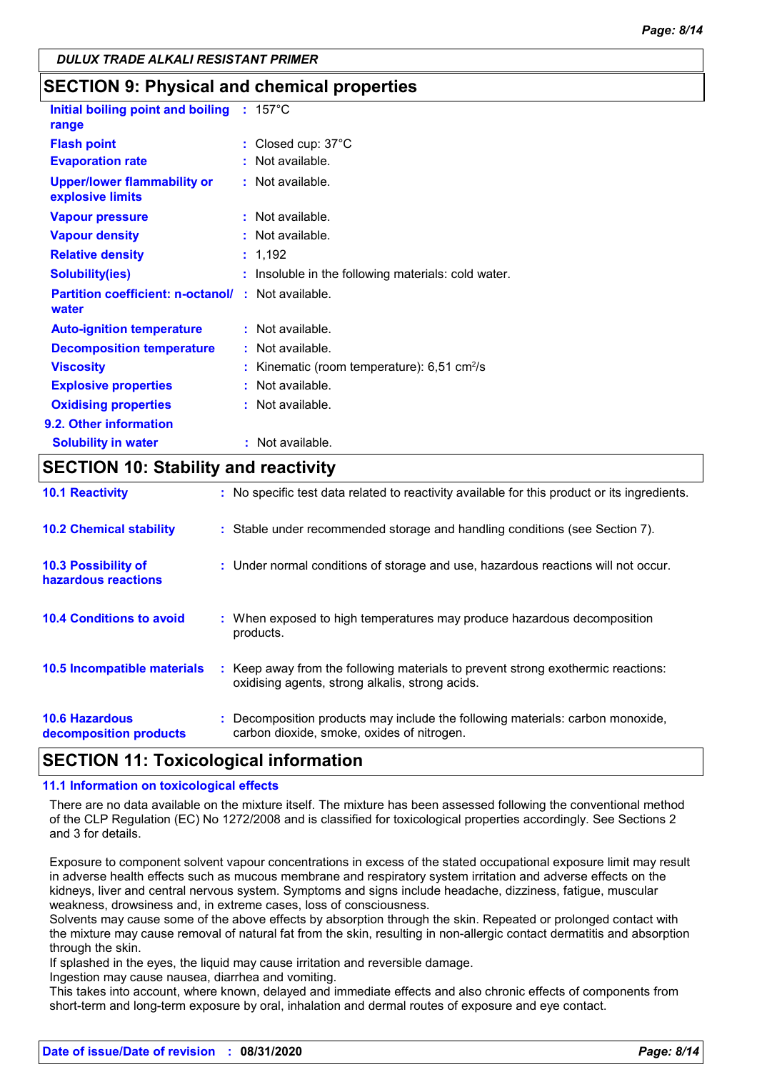## SECTION 9: Physical and chemical properties

| | | |
|---|---|---|
| **Initial boiling point and boiling range** | : | 157°C |
| **Flash point** | : | Closed cup: 37°C |
| **Evaporation rate** | : | Not available. |
| **Upper/lower flammability or explosive limits** | : | Not available. |
| **Vapour pressure** | : | Not available. |
| **Vapour density** | : | Not available. |
| **Relative density** | : | 1,192 |
| **Solubility(ies)** | : | Insoluble in the following materials: cold water. |
| **Partition coefficient: n-octanol/ water** | : | Not available. |
| **Auto-ignition temperature** | : | Not available. |
| **Decomposition temperature** | : | Not available. |
| **Viscosity** | : | Kinematic (room temperature): 6,51 $cm^2/s$ |
| **Explosive properties** | : | Not available. |
| **Oxidising properties** | : | Not available. |

**9.2. Other information**

| | | |
|---|---|---|
| **Solubility in water** | : | Not available. |

## SECTION 10: Stability and reactivity

| | | |
|---|---|---|
| **10.1 Reactivity** | : | No specific test data related to reactivity available for this product or its ingredients. |
| **10.2 Chemical stability** | : | Stable under recommended storage and handling conditions (see Section 7). |
| **10.3 Possibility of hazardous reactions** | : | Under normal conditions of storage and use, hazardous reactions will not occur. |
| **10.4 Conditions to avoid** | : | When exposed to high temperatures may produce hazardous decomposition products. |
| **10.5 Incompatible materials** | : | Keep away from the following materials to prevent strong exothermic reactions: oxidising agents, strong alkalis, strong acids. |
| **10.6 Hazardous decomposition products** | : | Decomposition products may include the following materials: carbon monoxide, carbon dioxide, smoke, oxides of nitrogen. |

## SECTION 11: Toxicological information

**11.1 Information on toxicological effects**

There are no data available on the mixture itself. The mixture has been assessed following the conventional method of the CLP Regulation (EC) No 1272/2008 and is classified for toxicological properties accordingly. See Sections 2 and 3 for details.

Exposure to component solvent vapour concentrations in excess of the stated occupational exposure limit may result in adverse health effects such as mucous membrane and respiratory system irritation and adverse effects on the kidneys, liver and central nervous system. Symptoms and signs include headache, dizziness, fatigue, muscular weakness, drowsiness and, in extreme cases, loss of consciousness.
Solvents may cause some of the above effects by absorption through the skin. Repeated or prolonged contact with the mixture may cause removal of natural fat from the skin, resulting in non-allergic contact dermatitis and absorption through the skin.
If splashed in the eyes, the liquid may cause irritation and reversible damage.
Ingestion may cause nausea, diarrhea and vomiting.
This takes into account, where known, delayed and immediate effects and also chronic effects of components from short-term and long-term exposure by oral, inhalation and dermal routes of exposure and eye contact.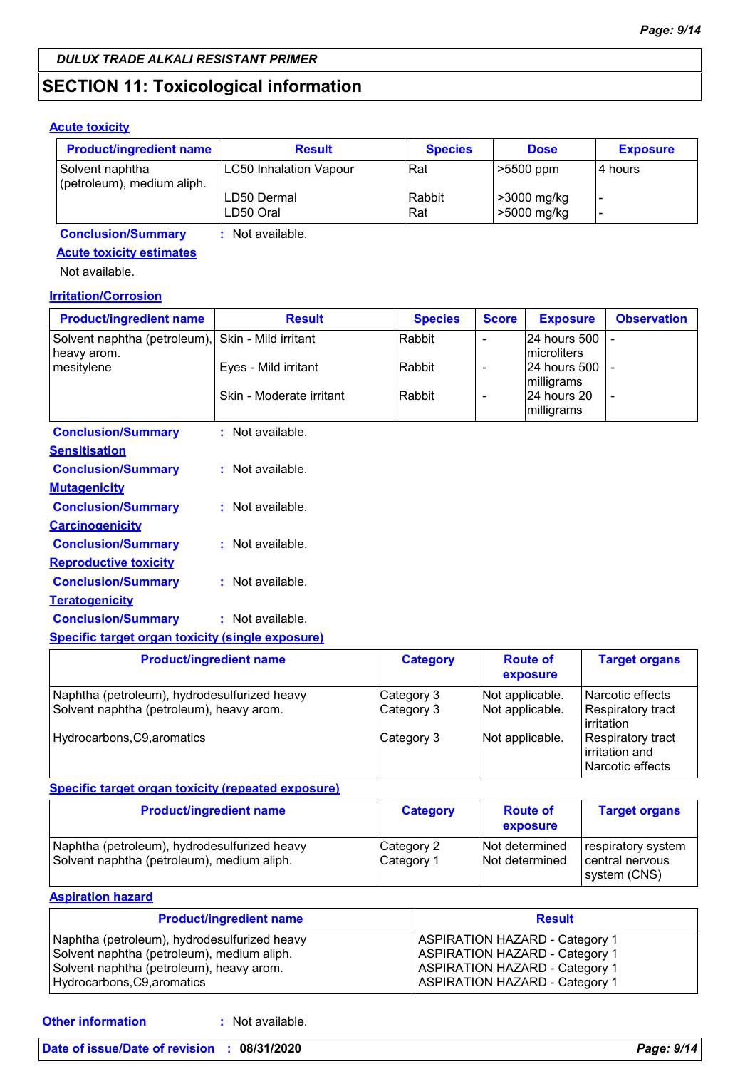DULUX TRADE ALKALI RESISTANT PRIMER

## SECTION 11: Toxicological information

### Acute toxicity

| Product/ingredient name | Result | Species | Dose | Exposure |
|---|---|---|---|---|
| Solvent naphtha (petroleum), medium aliph. | LC50 Inhalation Vapour | Rat | >5500 ppm | 4 hours |
| | LD50 Dermal | Rabbit | >3000 mg/kg | - |
| | LD50 Oral | Rat | >5000 mg/kg | - |

**Conclusion/Summary** : Not available.

**Acute toxicity estimates**

Not available.

### Irritation/Corrosion

| Product/ingredient name | Result | Species | Score | Exposure | Observation |
|---|---|---|---|---|---|
| Solvent naphtha (petroleum), heavy arom. | Skin - Mild irritant | Rabbit | - | 24 hours 500 microliters | - |
| mesitylene | Eyes - Mild irritant | Rabbit | - | 24 hours 500 milligrams | - |
| | Skin - Moderate irritant | Rabbit | - | 24 hours 20 milligrams | - |

**Conclusion/Summary** : Not available.

### Sensitisation

**Conclusion/Summary** : Not available.

### Mutagenicity

**Conclusion/Summary** : Not available.

### Carcinogenicity

**Conclusion/Summary** : Not available.

### Reproductive toxicity

**Conclusion/Summary** : Not available.

### Teratogenicity

**Conclusion/Summary** : Not available.

### Specific target organ toxicity (single exposure)

| Product/ingredient name | Category | Route of exposure | Target organs |
|---|---|---|---|
| Naphtha (petroleum), hydrodesulfurized heavy | Category 3 | Not applicable. | Narcotic effects |
| Solvent naphtha (petroleum), heavy arom. | Category 3 | Not applicable. | Respiratory tract irritation |
| Hydrocarbons,C9,aromatics | Category 3 | Not applicable. | Respiratory tract irritation and Narcotic effects |

### Specific target organ toxicity (repeated exposure)

| Product/ingredient name | Category | Route of exposure | Target organs |
|---|---|---|---|
| Naphtha (petroleum), hydrodesulfurized heavy | Category 2 | Not determined | respiratory system |
| Solvent naphtha (petroleum), medium aliph. | Category 1 | Not determined | central nervous system (CNS) |

### Aspiration hazard

| Product/ingredient name | Result |
|---|---|
| Naphtha (petroleum), hydrodesulfurized heavy | ASPIRATION HAZARD - Category 1 |
| Solvent naphtha (petroleum), medium aliph. | ASPIRATION HAZARD - Category 1 |
| Solvent naphtha (petroleum), heavy arom. | ASPIRATION HAZARD - Category 1 |
| Hydrocarbons,C9,aromatics | ASPIRATION HAZARD - Category 1 |

**Other information** : Not available.

**Date of issue/Date of revision** : **08/31/2020**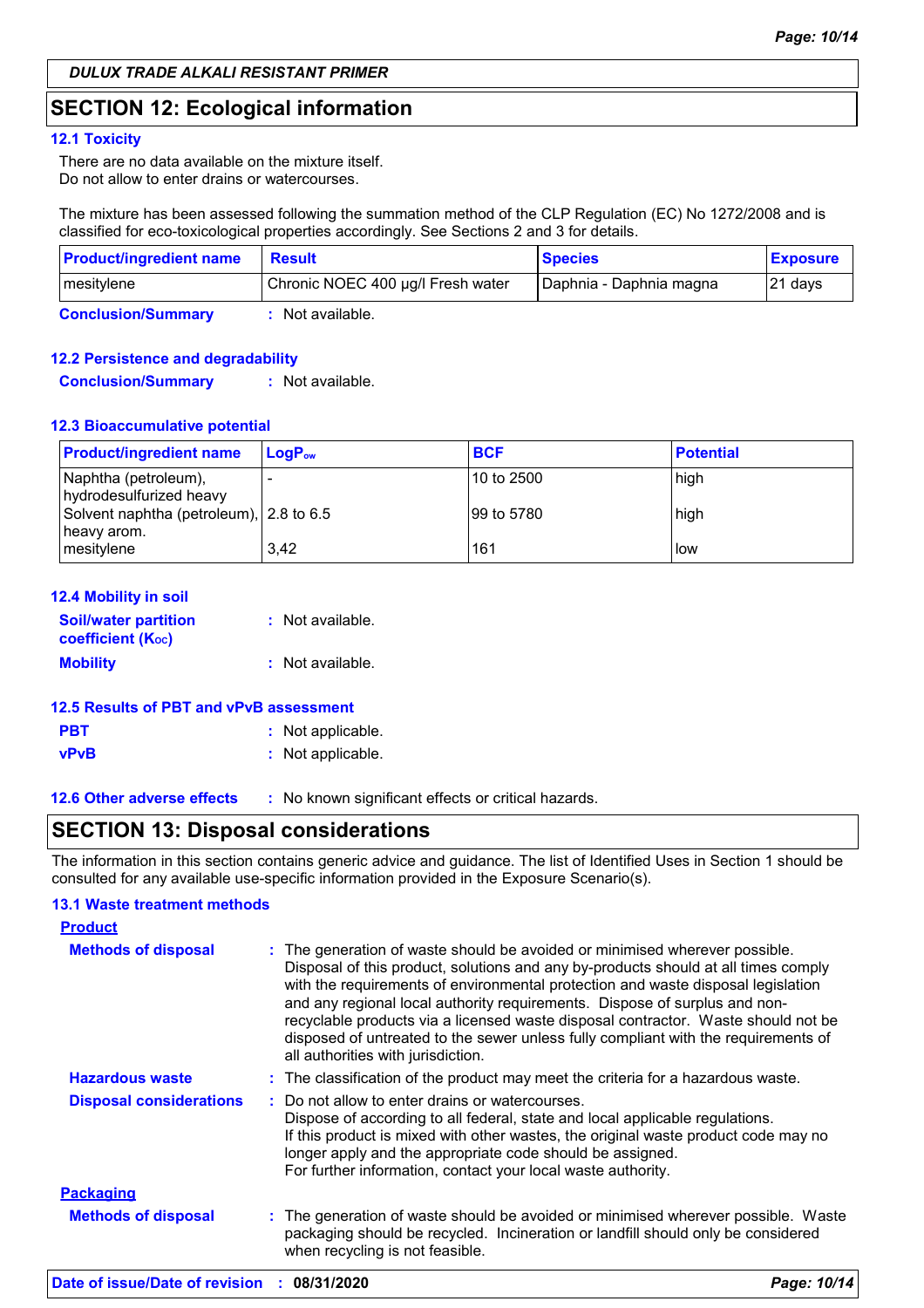DULUX TRADE ALKALI RESISTANT PRIMER

## SECTION 12: Ecological information

### 12.1 Toxicity

There are no data available on the mixture itself.
Do not allow to enter drains or watercourses.

The mixture has been assessed following the summation method of the CLP Regulation (EC) No 1272/2008 and is classified for eco-toxicological properties accordingly. See Sections 2 and 3 for details.

| Product/ingredient name | Result | Species | Exposure |
|---|---|---|---|
| mesitylene | Chronic NOEC 400 µg/l Fresh water | Daphnia - Daphnia magna | 21 days |

**Conclusion/Summary** : Not available.

### 12.2 Persistence and degradability

**Conclusion/Summary** : Not available.

### 12.3 Bioaccumulative potential

| Product/ingredient name | $LogP_{ow}$ | BCF | Potential |
|---|---|---|---|
| Naphtha (petroleum), hydrodesulfurized heavy | - | 10 to 2500 | high |
| Solvent naphtha (petroleum), heavy arom. | 2.8 to 6.5 | 99 to 5780 | high |
| mesitylene | 3,42 | 161 | low |

### 12.4 Mobility in soil

**Soil/water partition coefficient ($K_{OC}$)** : Not available.

**Mobility** : Not available.

### 12.5 Results of PBT and vPvB assessment

**PBT** : Not applicable.

**vPvB** : Not applicable.

### 12.6 Other adverse effects

: No known significant effects or critical hazards.

## SECTION 13: Disposal considerations

The information in this section contains generic advice and guidance. The list of Identified Uses in Section 1 should be consulted for any available use-specific information provided in the Exposure Scenario(s).

### 13.1 Waste treatment methods

**Product**

**Methods of disposal** : The generation of waste should be avoided or minimised wherever possible. Disposal of this product, solutions and any by-products should at all times comply with the requirements of environmental protection and waste disposal legislation and any regional local authority requirements. Dispose of surplus and non-recyclable products via a licensed waste disposal contractor. Waste should not be disposed of untreated to the sewer unless fully compliant with the requirements of all authorities with jurisdiction.

**Hazardous waste** : The classification of the product may meet the criteria for a hazardous waste.

**Disposal considerations** : Do not allow to enter drains or watercourses.
Dispose of according to all federal, state and local applicable regulations.
If this product is mixed with other wastes, the original waste product code may no longer apply and the appropriate code should be assigned.
For further information, contact your local waste authority.

**Packaging**

**Methods of disposal** : The generation of waste should be avoided or minimised wherever possible. Waste packaging should be recycled. Incineration or landfill should only be considered when recycling is not feasible.

**Date of issue/Date of revision** : 08/31/2020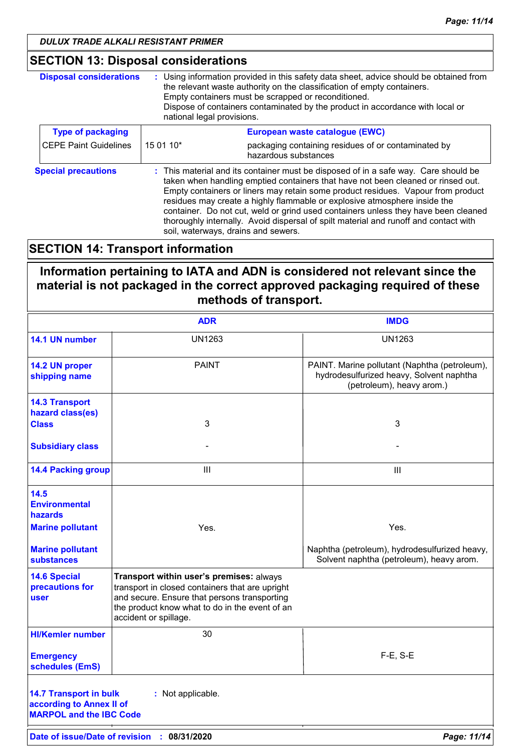## SECTION 13: Disposal considerations

**Disposal considerations** : Using information provided in this safety data sheet, advice should be obtained from the relevant waste authority on the classification of empty containers.
Empty containers must be scrapped or reconditioned.
Dispose of containers contaminated by the product in accordance with local or national legal provisions.

| Type of packaging | European waste catalogue (EWC) | |
|---|---|---|
| CEPE Paint Guidelines | 15 01 10* | packaging containing residues of or contaminated by hazardous substances |

**Special precautions** : This material and its container must be disposed of in a safe way. Care should be taken when handling emptied containers that have not been cleaned or rinsed out. Empty containers or liners may retain some product residues. Vapour from product residues may create a highly flammable or explosive atmosphere inside the container. Do not cut, weld or grind used containers unless they have been cleaned thoroughly internally. Avoid dispersal of spilt material and runoff and contact with soil, waterways, drains and sewers.

## SECTION 14: Transport information

**Information pertaining to IATA and ADN is considered not relevant since the material is not packaged in the correct approved packaging required of these methods of transport.**

| | ADR | IMDG |
|---|---|---|
| **14.1 UN number** | UN1263 | UN1263 |
| **14.2 UN proper shipping name** | PAINT | PAINT. Marine pollutant (Naphtha (petroleum), hydrodesulfurized heavy, Solvent naphtha (petroleum), heavy arom.) |
| **14.3 Transport hazard class(es)** **Class** | 3 | 3 |
| **Subsidiary class** | - | - |
| **14.4 Packing group** | III | III |
| **14.5 Environmental hazards** **Marine pollutant** | Yes. | Yes. |
| **Marine pollutant substances** | | Naphtha (petroleum), hydrodesulfurized heavy, Solvent naphtha (petroleum), heavy arom. |
| **14.6 Special precautions for user** | **Transport within user's premises:** always transport in closed containers that are upright and secure. Ensure that persons transporting the product know what to do in the event of an accident or spillage. | |
| **HI/Kemler number** | 30 | |
| **Emergency schedules (EmS)** | | F-E, S-E |

**14.7 Transport in bulk according to Annex II of MARPOL and the IBC Code** : Not applicable.

**Date of issue/Date of revision** : **08/31/2020**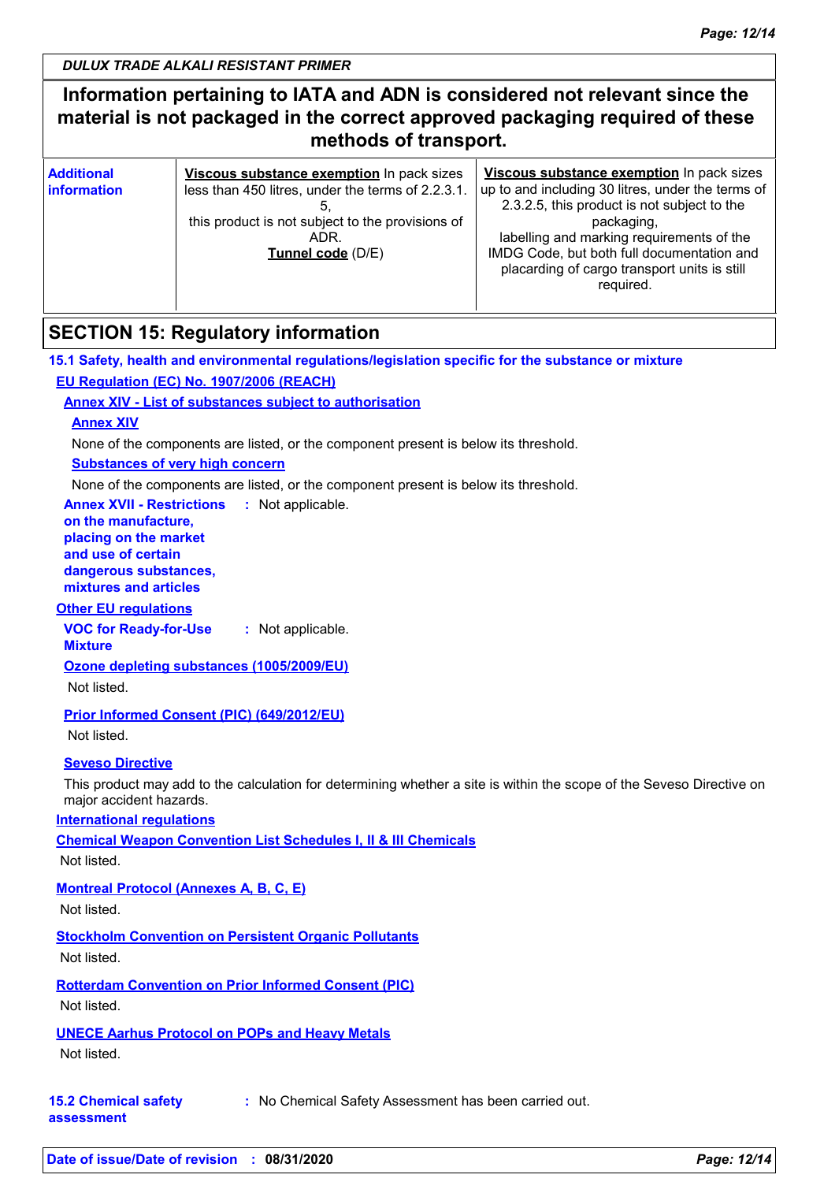**Information pertaining to IATA and ADN is considered not relevant since the material is not packaged in the correct approved packaging required of these methods of transport.**

| **Additional information** | **Viscous substance exemption** In pack sizes less than 450 litres, under the terms of 2.2.3.1.5, this product is not subject to the provisions of ADR. **Tunnel code** (D/E) | **Viscous substance exemption** In pack sizes up to and including 30 litres, under the terms of 2.3.2.5, this product is not subject to the packaging, labelling and marking requirements of the IMDG Code, but both full documentation and placarding of cargo transport units is still required. |
|---|---|---|

## SECTION 15: Regulatory information

**15.1 Safety, health and environmental regulations/legislation specific for the substance or mixture**

**EU Regulation (EC) No. 1907/2006 (REACH)**

**Annex XIV - List of substances subject to authorisation**

**Annex XIV**

None of the components are listed, or the component present is below its threshold.

**Substances of very high concern**

None of the components are listed, or the component present is below its threshold.

**Annex XVII - Restrictions on the manufacture, placing on the market and use of certain dangerous substances, mixtures and articles** : Not applicable.

**Other EU regulations**

**VOC for Ready-for-Use Mixture** : Not applicable.

**Ozone depleting substances (1005/2009/EU)**

Not listed.

**Prior Informed Consent (PIC) (649/2012/EU)**

Not listed.

**Seveso Directive**

This product may add to the calculation for determining whether a site is within the scope of the Seveso Directive on major accident hazards.

**International regulations**

**Chemical Weapon Convention List Schedules I, II & III Chemicals**

Not listed.

**Montreal Protocol (Annexes A, B, C, E)**

Not listed.

**Stockholm Convention on Persistent Organic Pollutants**

Not listed.

**Rotterdam Convention on Prior Informed Consent (PIC)**

Not listed.

**UNECE Aarhus Protocol on POPs and Heavy Metals**

Not listed.

**15.2 Chemical safety assessment** : No Chemical Safety Assessment has been carried out.

**Date of issue/Date of revision** : **08/31/2020**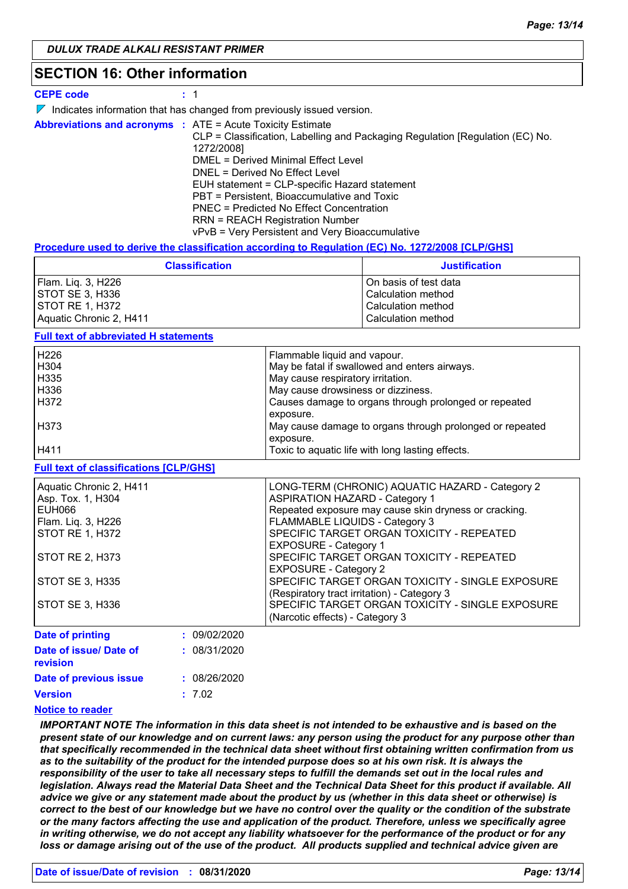## SECTION 16: Other information

**CEPE code** : 1

◤ Indicates information that has changed from previously issued version.

**Abbreviations and acronyms** : ATE = Acute Toxicity Estimate
CLP = Classification, Labelling and Packaging Regulation [Regulation (EC) No. 1272/2008]
DMEL = Derived Minimal Effect Level
DNEL = Derived No Effect Level
EUH statement = CLP-specific Hazard statement
PBT = Persistent, Bioaccumulative and Toxic
PNEC = Predicted No Effect Concentration
RRN = REACH Registration Number
vPvB = Very Persistent and Very Bioaccumulative

**Procedure used to derive the classification according to Regulation (EC) No. 1272/2008 [CLP/GHS]**

| Classification | Justification |
|---|---|
| Flam. Liq. 3, H226 | On basis of test data |
| STOT SE 3, H336 | Calculation method |
| STOT RE 1, H372 | Calculation method |
| Aquatic Chronic 2, H411 | Calculation method |

**Full text of abbreviated H statements**

| | |
|---|---|
| H226 | Flammable liquid and vapour. |
| H304 | May be fatal if swallowed and enters airways. |
| H335 | May cause respiratory irritation. |
| H336 | May cause drowsiness or dizziness. |
| H372 | Causes damage to organs through prolonged or repeated exposure. |
| H373 | May cause damage to organs through prolonged or repeated exposure. |
| H411 | Toxic to aquatic life with long lasting effects. |

**Full text of classifications [CLP/GHS]**

| | |
|---|---|
| Aquatic Chronic 2, H411 | LONG-TERM (CHRONIC) AQUATIC HAZARD - Category 2 |
| Asp. Tox. 1, H304 | ASPIRATION HAZARD - Category 1 |
| EUH066 | Repeated exposure may cause skin dryness or cracking. |
| Flam. Liq. 3, H226 | FLAMMABLE LIQUIDS - Category 3 |
| STOT RE 1, H372 | SPECIFIC TARGET ORGAN TOXICITY - REPEATED EXPOSURE - Category 1 |
| STOT RE 2, H373 | SPECIFIC TARGET ORGAN TOXICITY - REPEATED EXPOSURE - Category 2 |
| STOT SE 3, H335 | SPECIFIC TARGET ORGAN TOXICITY - SINGLE EXPOSURE (Respiratory tract irritation) - Category 3 |
| STOT SE 3, H336 | SPECIFIC TARGET ORGAN TOXICITY - SINGLE EXPOSURE (Narcotic effects) - Category 3 |

**Date of printing** : 09/02/2020

**Date of issue/ Date of revision** : 08/31/2020

**Date of previous issue** : 08/26/2020

**Version** : 7.02

**Notice to reader**

***IMPORTANT NOTE The information in this data sheet is not intended to be exhaustive and is based on the present state of our knowledge and on current laws: any person using the product for any purpose other than that specifically recommended in the technical data sheet without first obtaining written confirmation from us as to the suitability of the product for the intended purpose does so at his own risk. It is always the responsibility of the user to take all necessary steps to fulfill the demands set out in the local rules and legislation. Always read the Material Data Sheet and the Technical Data Sheet for this product if available. All advice we give or any statement made about the product by us (whether in this data sheet or otherwise) is correct to the best of our knowledge but we have no control over the quality or the condition of the substrate or the many factors affecting the use and application of the product. Therefore, unless we specifically agree in writing otherwise, we do not accept any liability whatsoever for the performance of the product or for any loss or damage arising out of the use of the product. All products supplied and technical advice given are***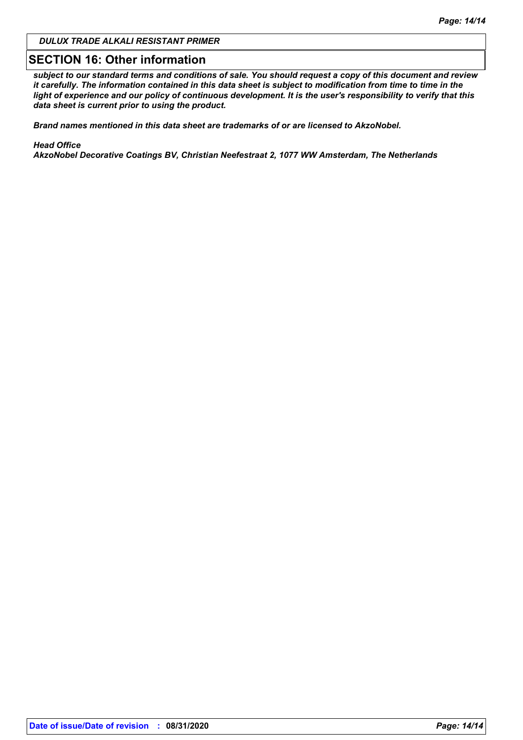## SECTION 16: Other information

***subject to our standard terms and conditions of sale. You should request a copy of this document and review it carefully. The information contained in this data sheet is subject to modification from time to time in the light of experience and our policy of continuous development. It is the user's responsibility to verify that this data sheet is current prior to using the product.***

***Brand names mentioned in this data sheet are trademarks of or are licensed to AkzoNobel.***

***Head Office***
***AkzoNobel Decorative Coatings BV, Christian Neefestraat 2, 1077 WW Amsterdam, The Netherlands***